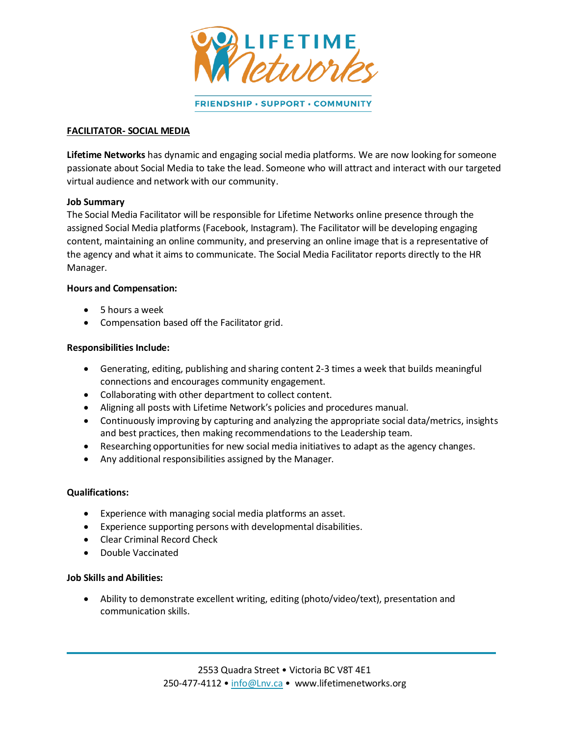LIFETIME Networks

FRIENDSHIP • SUPPORT • COMMUNITY

**FACILITATOR- SOCIAL MEDIA**

**Lifetime Networks** has dynamic and engaging social media platforms. We are now looking for someone passionate about Social Media to take the lead. Someone who will attract and interact with our targeted virtual audience and network with our community.

**Job Summary**

The Social Media Facilitator will be responsible for Lifetime Networks online presence through the assigned Social Media platforms (Facebook, Instagram). The Facilitator will be developing engaging content, maintaining an online community, and preserving an online image that is a representative of the agency and what it aims to communicate. The Social Media Facilitator reports directly to the HR Manager.

**Hours and Compensation:**

- 5 hours a week
- Compensation based off the Facilitator grid.

**Responsibilities Include:**

- Generating, editing, publishing and sharing content 2-3 times a week that builds meaningful connections and encourages community engagement.
- Collaborating with other department to collect content.
- Aligning all posts with Lifetime Network's policies and procedures manual.
- Continuously improving by capturing and analyzing the appropriate social data/metrics, insights and best practices, then making recommendations to the Leadership team.
- Researching opportunities for new social media initiatives to adapt as the agency changes.
- Any additional responsibilities assigned by the Manager.

**Qualifications:**

- Experience with managing social media platforms an asset.
- Experience supporting persons with developmental disabilities.
- Clear Criminal Record Check
- Double Vaccinated

**Job Skills and Abilities:**

- Ability to demonstrate excellent writing, editing (photo/video/text), presentation and communication skills.

2553 Quadra Street • Victoria BC V8T 4E1
250-477-4112 • info@Lnv.ca • www.lifetimenetworks.org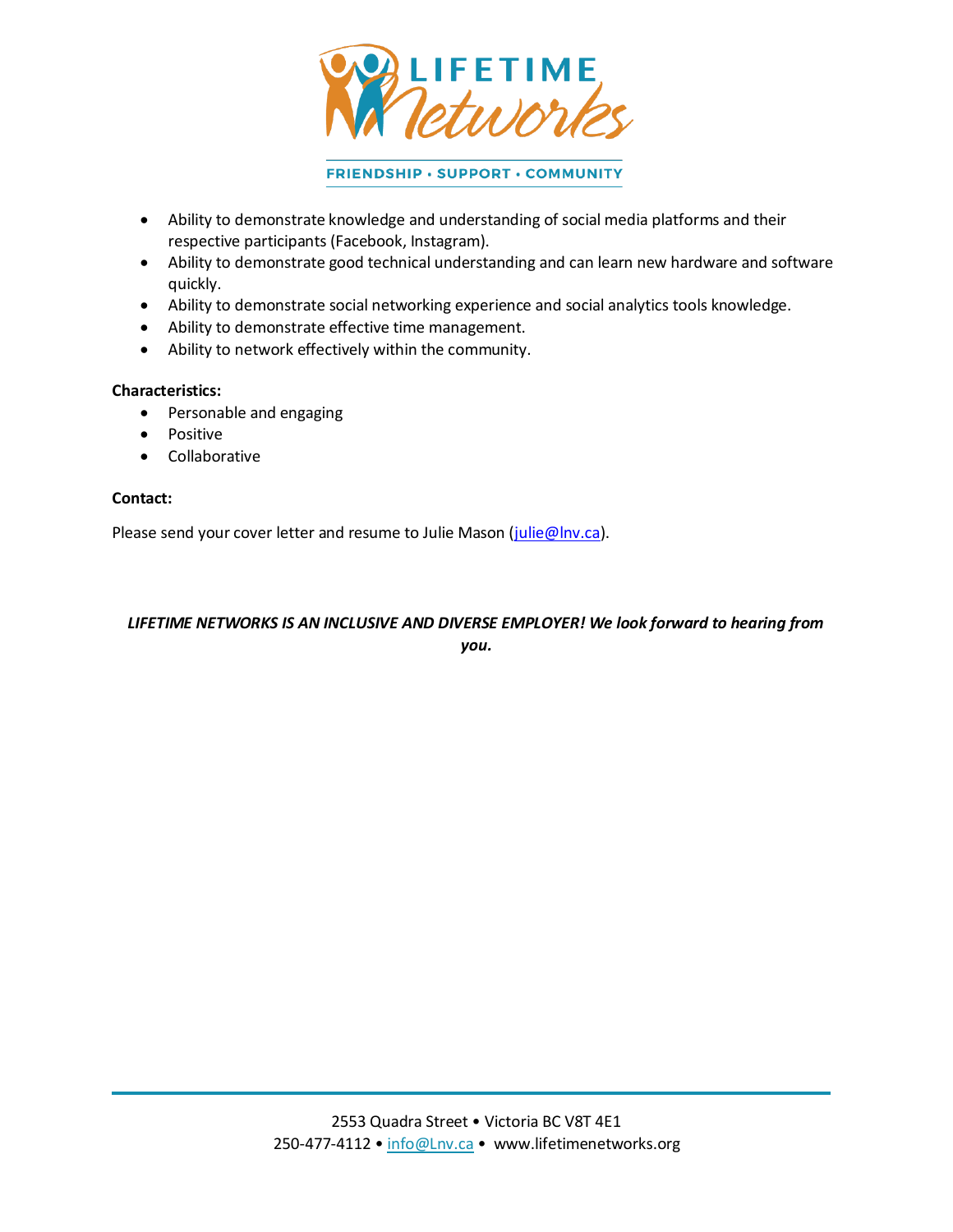- Ability to demonstrate knowledge and understanding of social media platforms and their respective participants (Facebook, Instagram).
- Ability to demonstrate good technical understanding and can learn new hardware and software quickly.
- Ability to demonstrate social networking experience and social analytics tools knowledge.
- Ability to demonstrate effective time management.
- Ability to network effectively within the community.

**Characteristics:**

- Personable and engaging
- Positive
- Collaborative

**Contact:**

Please send your cover letter and resume to Julie Mason (julie@lnv.ca).

***LIFETIME NETWORKS IS AN INCLUSIVE AND DIVERSE EMPLOYER! We look forward to hearing from you.***

2553 Quadra Street • Victoria BC V8T 4E1
250-477-4112 • info@Lnv.ca • www.lifetimenetworks.org